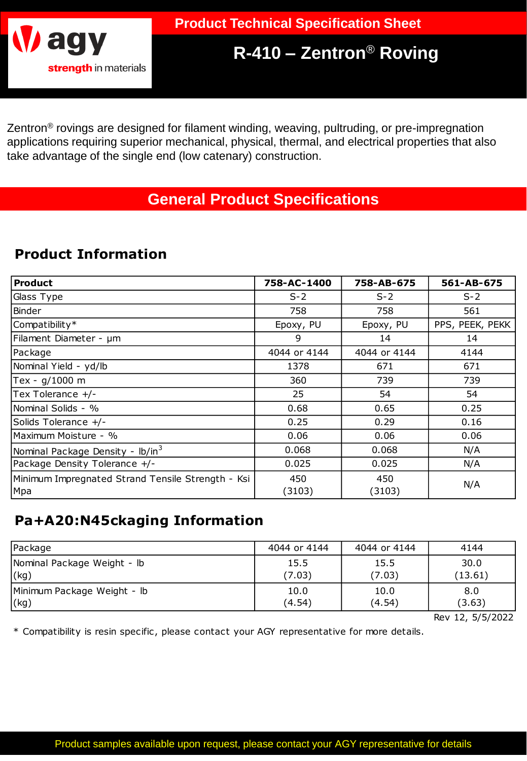# Product Technical Specification Sheet

## R-410 – Zentron® Roving

Zentron® rovings are designed for filament winding, weaving, pultruding, or pre-impregnation applications requiring superior mechanical, physical, thermal, and electrical properties that also take advantage of the single end (low catenary) construction.

## General Product Specifications

### Product Information

| Product | 758-AC-1400 | 758-AB-675 | 561-AB-675 |
|---|---|---|---|
| Glass Type | S-2 | S-2 | S-2 |
| Binder | 758 | 758 | 561 |
| Compatibility* | Epoxy, PU | Epoxy, PU | PPS, PEEK, PEKK |
| Filament Diameter - µm | 9 | 14 | 14 |
| Package | 4044 or 4144 | 4044 or 4144 | 4144 |
| Nominal Yield - yd/lb | 1378 | 671 | 671 |
| Tex - g/1000 m | 360 | 739 | 739 |
| Tex Tolerance +/- | 25 | 54 | 54 |
| Nominal Solids - % | 0.68 | 0.65 | 0.25 |
| Solids Tolerance +/- | 0.25 | 0.29 | 0.16 |
| Maximum Moisture - % | 0.06 | 0.06 | 0.06 |
| Nominal Package Density - lb/in$^3$ | 0.068 | 0.068 | N/A |
| Package Density Tolerance +/- | 0.025 | 0.025 | N/A |
| Minimum Impregnated Strand Tensile Strength - Ksi Mpa | 450 (3103) | 450 (3103) | N/A |

### Pa+A20:N45ckaging Information

| | | | |
|---|---|---|---|
| Package | 4044 or 4144 | 4044 or 4144 | 4144 |
| Nominal Package Weight - lb (kg) | 15.5 (7.03) | 15.5 (7.03) | 30.0 (13.61) |
| Minimum Package Weight - lb (kg) | 10.0 (4.54) | 10.0 (4.54) | 8.0 (3.63) |

Rev 12, 5/5/2022

* Compatibility is resin specific, please contact your AGY representative for more details.

Product samples available upon request, please contact your AGY representative for details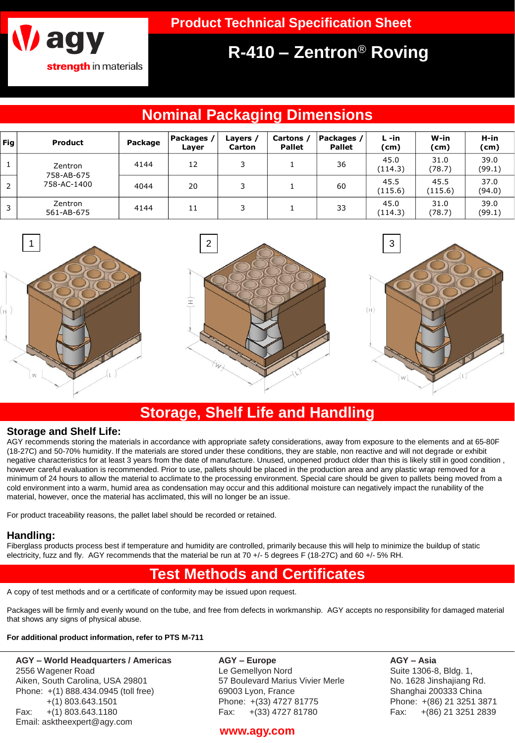# Product Technical Specification Sheet

# R-410 – Zentron® Roving

## Nominal Packaging Dimensions

| Fig | Product | Package | Packages / Layer | Layers / Carton | Cartons / Pallet | Packages / Pallet | L -in (cm) | W-in (cm) | H-in (cm) |
|---|---|---|---|---|---|---|---|---|---|
| 1 | Zentron 758-AB-675 758-AC-1400 | 4144 | 12 | 3 | 1 | 36 | 45.0 (114.3) | 31.0 (78.7) | 39.0 (99.1) |
| 2 | | 4044 | 20 | 3 | 1 | 60 | 45.5 (115.6) | 45.5 (115.6) | 37.0 (94.0) |
| 3 | Zentron 561-AB-675 | 4144 | 11 | 3 | 1 | 33 | 45.0 (114.3) | 31.0 (78.7) | 39.0 (99.1) |

1

2

3

## Storage, Shelf Life and Handling

### Storage and Shelf Life:

AGY recommends storing the materials in accordance with appropriate safety considerations, away from exposure to the elements and at 65-80F (18-27C) and 50-70% humidity. If the materials are stored under these conditions, they are stable, non reactive and will not degrade or exhibit negative characteristics for at least 3 years from the date of manufacture. Unused, unopened product older than this is likely still in good condition , however careful evaluation is recommended. Prior to use, pallets should be placed in the production area and any plastic wrap removed for a minimum of 24 hours to allow the material to acclimate to the processing environment. Special care should be given to pallets being moved from a cold environment into a warm, humid area as condensation may occur and this additional moisture can negatively impact the runability of the material, however, once the material has acclimated, this will no longer be an issue.

For product traceability reasons, the pallet label should be recorded or retained.

### Handling:

Fiberglass products process best if temperature and humidity are controlled, primarily because this will help to minimize the buildup of static electricity, fuzz and fly. AGY recommends that the material be run at 70 +/- 5 degrees F (18-27C) and 60 +/- 5% RH.

## Test Methods and Certificates

A copy of test methods and or a certificate of conformity may be issued upon request.

Packages will be firmly and evenly wound on the tube, and free from defects in workmanship. AGY accepts no responsibility for damaged material that shows any signs of physical abuse.

**For additional product information, refer to PTS M-711**

**AGY – World Headquarters / Americas**
2556 Wagener Road
Aiken, South Carolina, USA 29801
Phone: +(1) 888.434.0945 (toll free)
+(1) 803.643.1501
Fax: +(1) 803.643.1180
Email: asktheexpert@agy.com

**AGY – Europe**
Le Gemellyon Nord
57 Boulevard Marius Vivier Merle
69003 Lyon, France
Phone: +(33) 4727 81775
Fax: +(33) 4727 81780

**AGY – Asia**
Suite 1306-8, Bldg. 1,
No. 1628 Jinshajiang Rd.
Shanghai 200333 China
Phone: +(86) 21 3251 3871
Fax: +(86) 21 3251 2839

**www.agy.com**